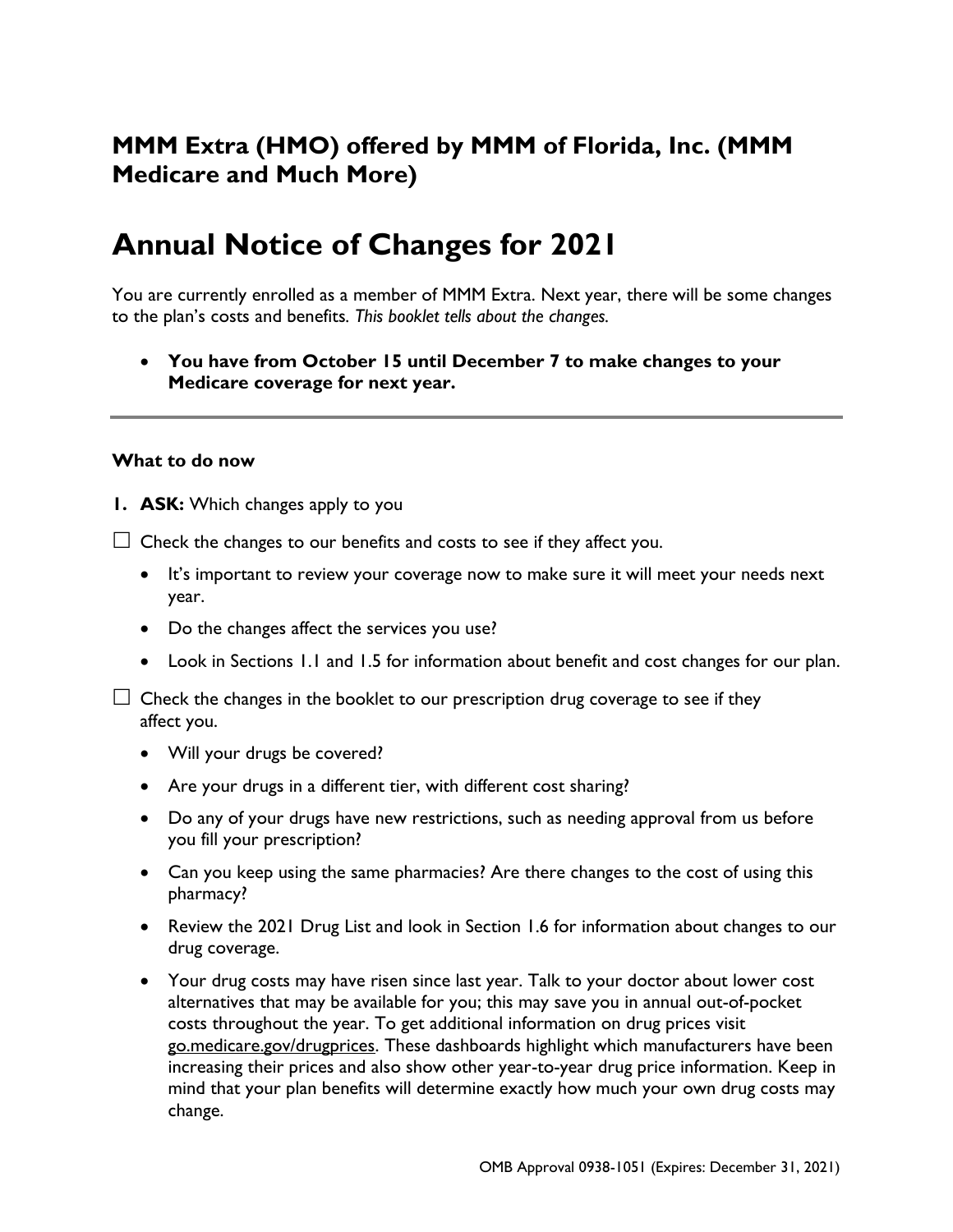## MMM Extra (HMO) offered by MMM of Florida, Inc. (MMM Medicare and Much More)

# Annual Notice of Changes for 2021

You are currently enrolled as a member of MMM Extra. Next year, there will be some changes to the plan's costs and benefits*. This booklet tells about the changes.*

- **You have from October 15 until December 7 to make changes to your Medicare coverage for next year.**

---

**What to do now**

1. **ASK:** Which changes apply to you

☐ Check the changes to our benefits and costs to see if they affect you.

- It's important to review your coverage now to make sure it will meet your needs next year.
- Do the changes affect the services you use?
- Look in Sections 1.1 and 1.5 for information about benefit and cost changes for our plan.

☐ Check the changes in the booklet to our prescription drug coverage to see if they affect you.

- Will your drugs be covered?
- Are your drugs in a different tier, with different cost sharing?
- Do any of your drugs have new restrictions, such as needing approval from us before you fill your prescription?
- Can you keep using the same pharmacies? Are there changes to the cost of using this pharmacy?
- Review the 2021 Drug List and look in Section 1.6 for information about changes to our drug coverage.
- Your drug costs may have risen since last year. Talk to your doctor about lower cost alternatives that may be available for you; this may save you in annual out-of-pocket costs throughout the year. To get additional information on drug prices visit go.medicare.gov/drugprices. These dashboards highlight which manufacturers have been increasing their prices and also show other year-to-year drug price information. Keep in mind that your plan benefits will determine exactly how much your own drug costs may change.

OMB Approval 0938-1051 (Expires: December 31, 2021)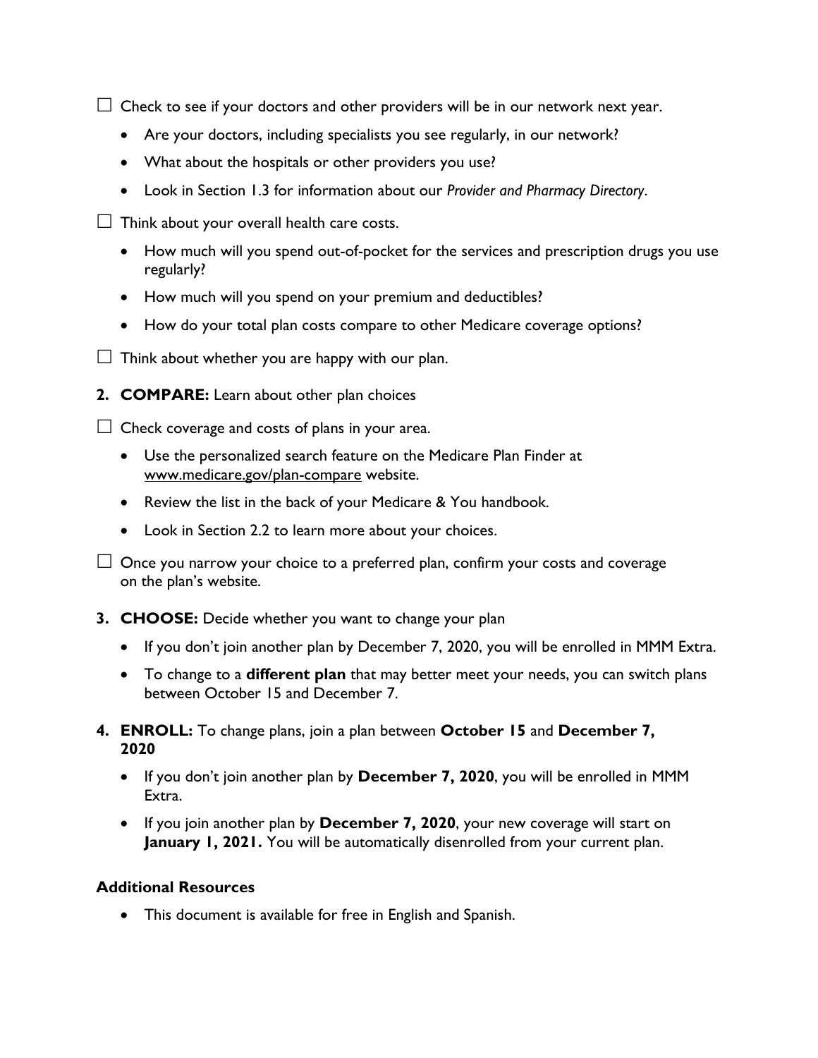☐ Check to see if your doctors and other providers will be in our network next year.

- Are your doctors, including specialists you see regularly, in our network?
- What about the hospitals or other providers you use?
- Look in Section 1.3 for information about our *Provider and Pharmacy Directory*.

☐ Think about your overall health care costs.

- How much will you spend out-of-pocket for the services and prescription drugs you use regularly?
- How much will you spend on your premium and deductibles?
- How do your total plan costs compare to other Medicare coverage options?

☐ Think about whether you are happy with our plan.

2. **COMPARE:** Learn about other plan choices

☐ Check coverage and costs of plans in your area.

- Use the personalized search feature on the Medicare Plan Finder at www.medicare.gov/plan-compare website.
- Review the list in the back of your Medicare & You handbook.
- Look in Section 2.2 to learn more about your choices.

☐ Once you narrow your choice to a preferred plan, confirm your costs and coverage on the plan's website.

3. **CHOOSE:** Decide whether you want to change your plan

   - If you don't join another plan by December 7, 2020, you will be enrolled in MMM Extra.
   - To change to a **different plan** that may better meet your needs, you can switch plans between October 15 and December 7.

4. **ENROLL:** To change plans, join a plan between **October 15** and **December 7, 2020**

   - If you don't join another plan by **December 7, 2020**, you will be enrolled in MMM Extra.
   - If you join another plan by **December 7, 2020**, your new coverage will start on **January 1, 2021.** You will be automatically disenrolled from your current plan.

**Additional Resources**

- This document is available for free in English and Spanish.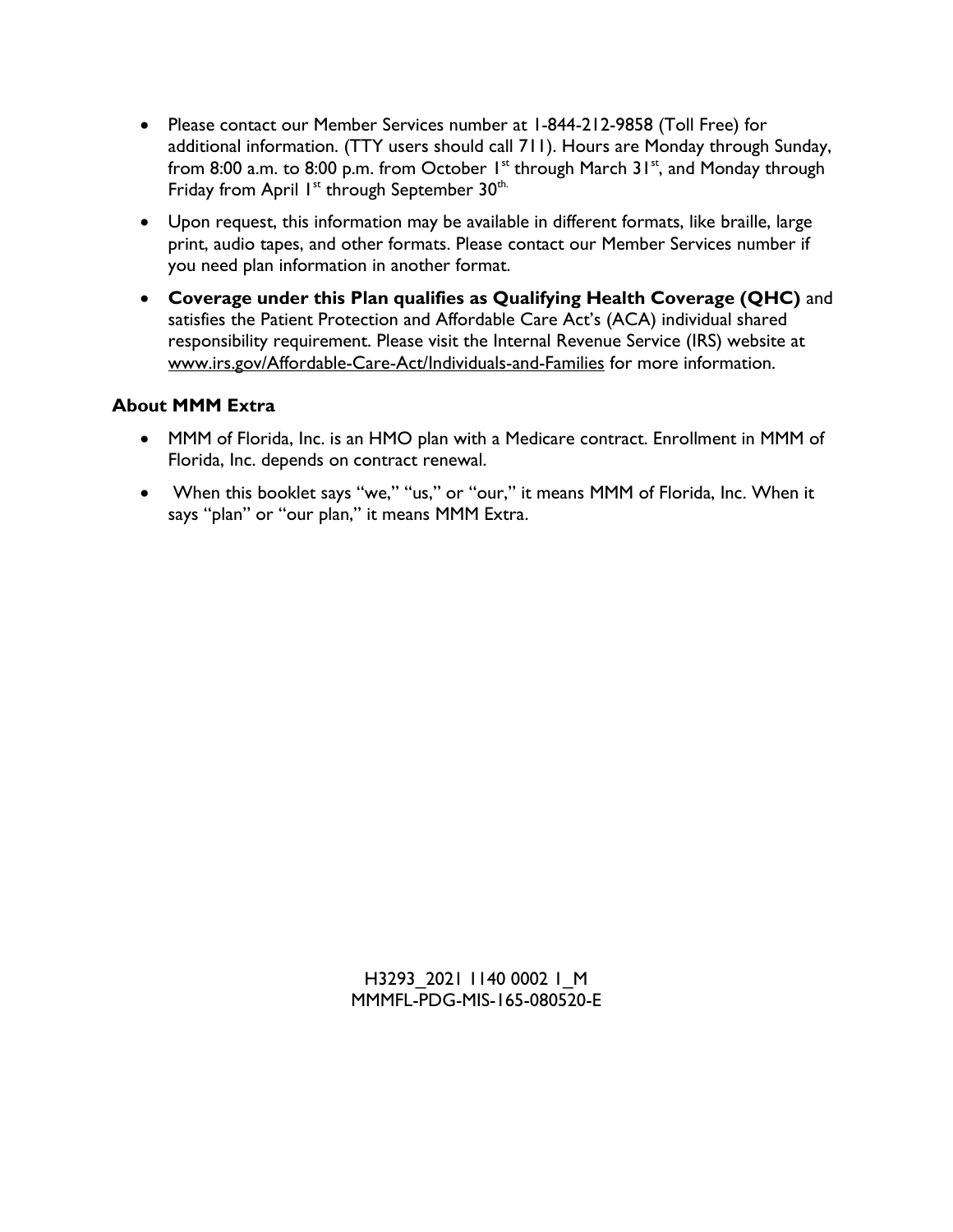- Please contact our Member Services number at 1-844-212-9858 (Toll Free) for additional information. (TTY users should call 711). Hours are Monday through Sunday, from 8:00 a.m. to 8:00 p.m. from October 1st through March 31st, and Monday through Friday from April 1st through September 30th.
- Upon request, this information may be available in different formats, like braille, large print, audio tapes, and other formats. Please contact our Member Services number if you need plan information in another format.
- **Coverage under this Plan qualifies as Qualifying Health Coverage (QHC)** and satisfies the Patient Protection and Affordable Care Act's (ACA) individual shared responsibility requirement. Please visit the Internal Revenue Service (IRS) website at www.irs.gov/Affordable-Care-Act/Individuals-and-Families for more information.

### About MMM Extra

- MMM of Florida, Inc. is an HMO plan with a Medicare contract. Enrollment in MMM of Florida, Inc. depends on contract renewal.
- When this booklet says "we," "us," or "our," it means MMM of Florida, Inc. When it says "plan" or "our plan," it means MMM Extra.

H3293_2021 1140 0002 1_M
MMMFL-PDG-MIS-165-080520-E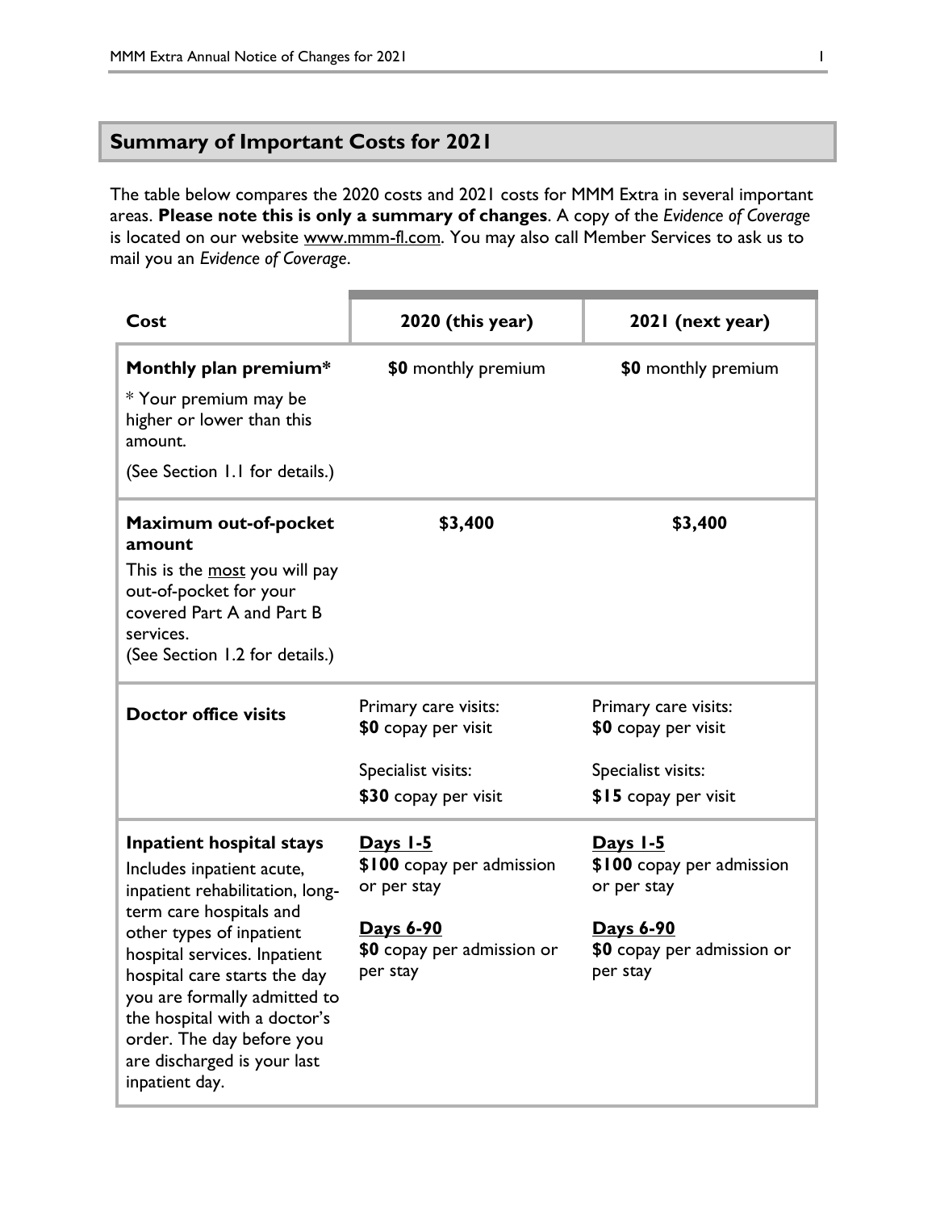## Summary of Important Costs for 2021

The table below compares the 2020 costs and 2021 costs for MMM Extra in several important areas. **Please note this is only a summary of changes**. A copy of the *Evidence of Coverage* is located on our website www.mmm-fl.com. You may also call Member Services to ask us to mail you an *Evidence of Coverage*.

| Cost | 2020 (this year) | 2021 (next year) |
|---|---|---|
| **Monthly plan premium*** <br> * Your premium may be higher or lower than this amount. <br> (See Section 1.1 for details.) | **$0** monthly premium | **$0** monthly premium |
| **Maximum out-of-pocket amount** <br> This is the most you will pay out-of-pocket for your covered Part A and Part B services. <br> (See Section 1.2 for details.) | **$3,400** | **$3,400** |
| **Doctor office visits** | Primary care visits: **$0** copay per visit <br> Specialist visits: **$30** copay per visit | Primary care visits: **$0** copay per visit <br> Specialist visits: **$15** copay per visit |
| **Inpatient hospital stays** <br> Includes inpatient acute, inpatient rehabilitation, long-term care hospitals and other types of inpatient hospital services. Inpatient hospital care starts the day you are formally admitted to the hospital with a doctor's order. The day before you are discharged is your last inpatient day. | **Days 1-5** <br> **$100** copay per admission or per stay <br> **Days 6-90** <br> **$0** copay per admission or per stay | **Days 1-5** <br> **$100** copay per admission or per stay <br> **Days 6-90** <br> **$0** copay per admission or per stay |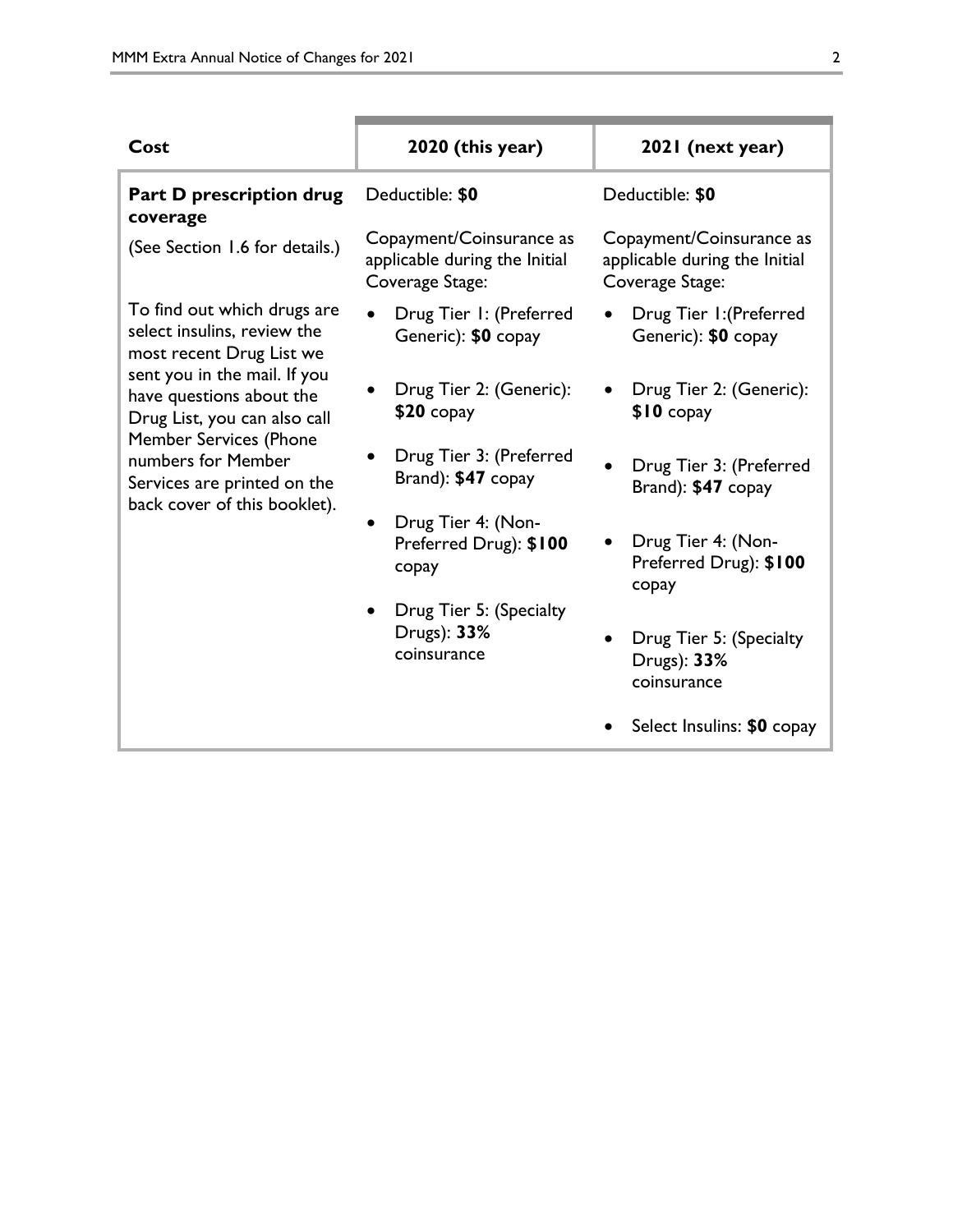| Cost | 2020 (this year) | 2021 (next year) |
|---|---|---|
| **Part D prescription drug coverage**<br><br>(See Section 1.6 for details.)<br><br>To find out which drugs are select insulins, review the most recent Drug List we sent you in the mail. If you have questions about the Drug List, you can also call Member Services (Phone numbers for Member Services are printed on the back cover of this booklet). | Deductible: **$0**<br><br>Copayment/Coinsurance as applicable during the Initial Coverage Stage:<br><br>• Drug Tier 1: (Preferred Generic): **$0** copay<br>• Drug Tier 2: (Generic): **$20** copay<br>• Drug Tier 3: (Preferred Brand): **$47** copay<br>• Drug Tier 4: (Non-Preferred Drug): **$100** copay<br>• Drug Tier 5: (Specialty Drugs): **33%** coinsurance | Deductible: **$0**<br><br>Copayment/Coinsurance as applicable during the Initial Coverage Stage:<br><br>• Drug Tier 1:(Preferred Generic): **$0** copay<br>• Drug Tier 2: (Generic): **$10** copay<br>• Drug Tier 3: (Preferred Brand): **$47** copay<br>• Drug Tier 4: (Non-Preferred Drug): **$100** copay<br>• Drug Tier 5: (Specialty Drugs): **33%** coinsurance<br>• Select Insulins: **$0** copay |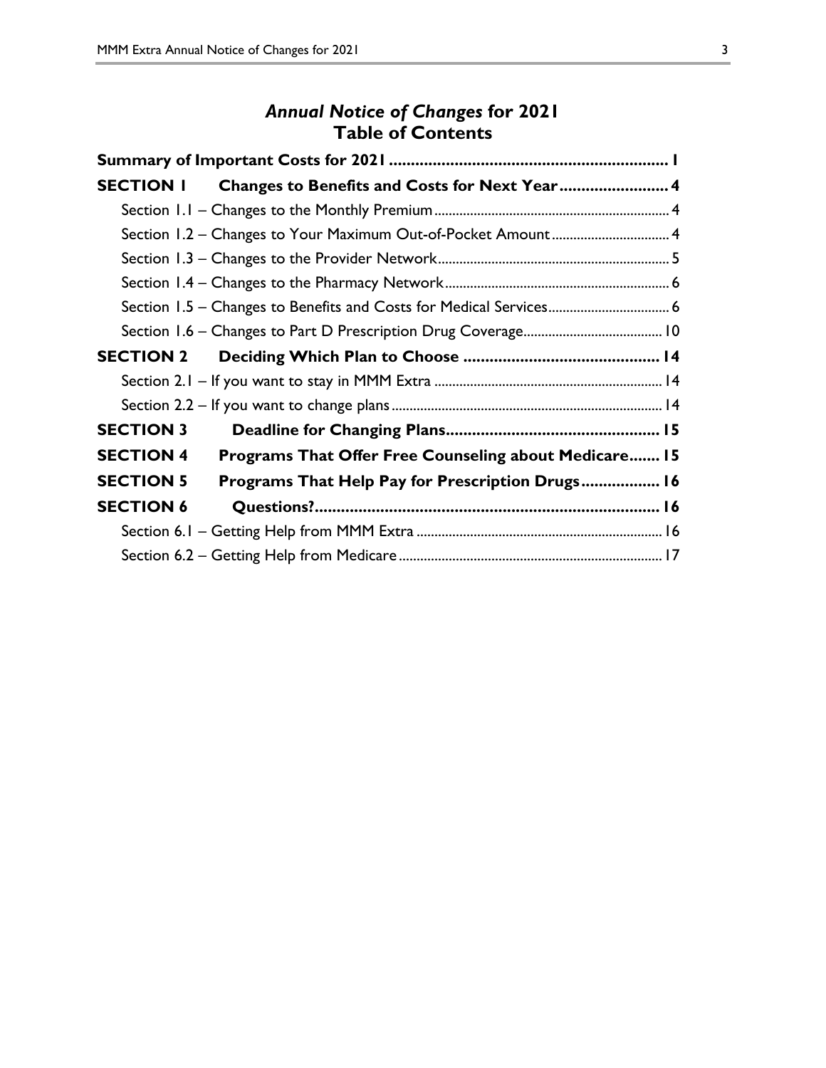# *Annual Notice of Changes* for 2021
# Table of Contents

**Summary of Important Costs for 2021** ... **1**

**SECTION 1 Changes to Benefits and Costs for Next Year** ... **4**

- Section 1.1 – Changes to the Monthly Premium ... 4
- Section 1.2 – Changes to Your Maximum Out-of-Pocket Amount ... 4
- Section 1.3 – Changes to the Provider Network ... 5
- Section 1.4 – Changes to the Pharmacy Network ... 6
- Section 1.5 – Changes to Benefits and Costs for Medical Services ... 6
- Section 1.6 – Changes to Part D Prescription Drug Coverage ... 10

**SECTION 2 Deciding Which Plan to Choose** ... **14**

- Section 2.1 – If you want to stay in MMM Extra ... 14
- Section 2.2 – If you want to change plans ... 14

**SECTION 3 Deadline for Changing Plans** ... **15**

**SECTION 4 Programs That Offer Free Counseling about Medicare** ... **15**

**SECTION 5 Programs That Help Pay for Prescription Drugs** ... **16**

**SECTION 6 Questions?** ... **16**

- Section 6.1 – Getting Help from MMM Extra ... 16
- Section 6.2 – Getting Help from Medicare ... 17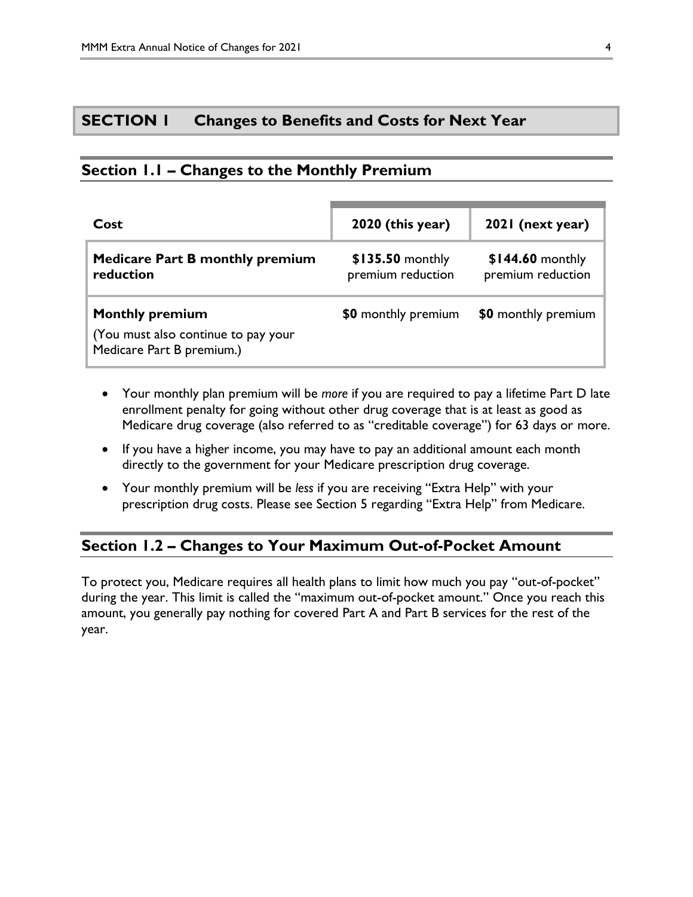## SECTION 1 Changes to Benefits and Costs for Next Year

### Section 1.1 – Changes to the Monthly Premium

| Cost | 2020 (this year) | 2021 (next year) |
|---|---|---|
| **Medicare Part B monthly premium reduction** | **$135.50** monthly premium reduction | **$144.60** monthly premium reduction |
| **Monthly premium**<br>(You must also continue to pay your Medicare Part B premium.) | **$0** monthly premium | **$0** monthly premium |

- Your monthly plan premium will be *more* if you are required to pay a lifetime Part D late enrollment penalty for going without other drug coverage that is at least as good as Medicare drug coverage (also referred to as "creditable coverage") for 63 days or more.
- If you have a higher income, you may have to pay an additional amount each month directly to the government for your Medicare prescription drug coverage.
- Your monthly premium will be *less* if you are receiving "Extra Help" with your prescription drug costs. Please see Section 5 regarding "Extra Help" from Medicare.

### Section 1.2 – Changes to Your Maximum Out-of-Pocket Amount

To protect you, Medicare requires all health plans to limit how much you pay "out-of-pocket" during the year. This limit is called the "maximum out-of-pocket amount." Once you reach this amount, you generally pay nothing for covered Part A and Part B services for the rest of the year.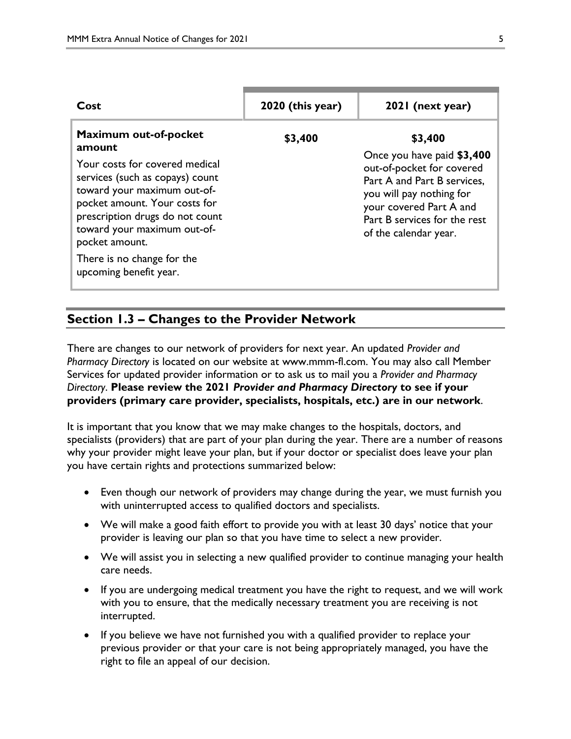| Cost | 2020 (this year) | 2021 (next year) |
|---|---|---|
| **Maximum out-of-pocket amount**<br>Your costs for covered medical services (such as copays) count toward your maximum out-of-pocket amount. Your costs for prescription drugs do not count toward your maximum out-of-pocket amount.<br>There is no change for the upcoming benefit year. | **$3,400** | **$3,400**<br>Once you have paid **$3,400** out-of-pocket for covered Part A and Part B services, you will pay nothing for your covered Part A and Part B services for the rest of the calendar year. |

## Section 1.3 – Changes to the Provider Network

There are changes to our network of providers for next year. An updated *Provider and Pharmacy Directory* is located on our website at www.mmm-fl.com. You may also call Member Services for updated provider information or to ask us to mail you a *Provider and Pharmacy Directory*. **Please review the 2021 *Provider and Pharmacy Directory* to see if your providers (primary care provider, specialists, hospitals, etc.) are in our network**.

It is important that you know that we may make changes to the hospitals, doctors, and specialists (providers) that are part of your plan during the year. There are a number of reasons why your provider might leave your plan, but if your doctor or specialist does leave your plan you have certain rights and protections summarized below:

- Even though our network of providers may change during the year, we must furnish you with uninterrupted access to qualified doctors and specialists.
- We will make a good faith effort to provide you with at least 30 days' notice that your provider is leaving our plan so that you have time to select a new provider.
- We will assist you in selecting a new qualified provider to continue managing your health care needs.
- If you are undergoing medical treatment you have the right to request, and we will work with you to ensure, that the medically necessary treatment you are receiving is not interrupted.
- If you believe we have not furnished you with a qualified provider to replace your previous provider or that your care is not being appropriately managed, you have the right to file an appeal of our decision.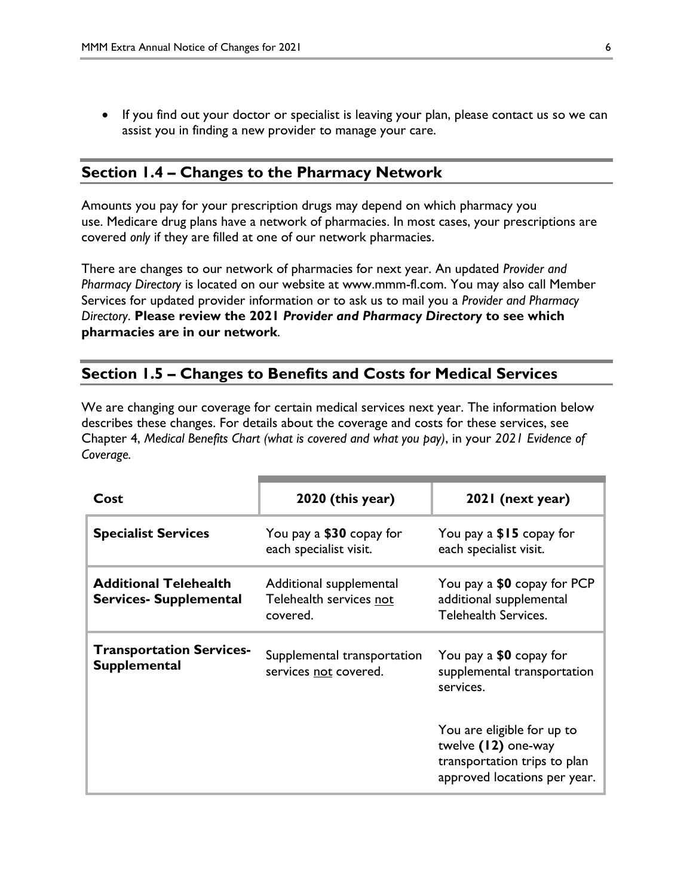- If you find out your doctor or specialist is leaving your plan, please contact us so we can assist you in finding a new provider to manage your care.

## Section 1.4 – Changes to the Pharmacy Network

Amounts you pay for your prescription drugs may depend on which pharmacy you use. Medicare drug plans have a network of pharmacies. In most cases, your prescriptions are covered *only* if they are filled at one of our network pharmacies.

There are changes to our network of pharmacies for next year. An updated *Provider and Pharmacy Directory* is located on our website at www.mmm-fl.com. You may also call Member Services for updated provider information or to ask us to mail you a *Provider and Pharmacy Directory*. **Please review the 2021 *Provider and Pharmacy Directory* to see which pharmacies are in our network**.

## Section 1.5 – Changes to Benefits and Costs for Medical Services

We are changing our coverage for certain medical services next year. The information below describes these changes. For details about the coverage and costs for these services, see Chapter 4, *Medical Benefits Chart (what is covered and what you pay)*, in your *2021 Evidence of Coverage.*

| Cost | 2020 (this year) | 2021 (next year) |
|---|---|---|
| **Specialist Services** | You pay a **$30** copay for each specialist visit. | You pay a **$15** copay for each specialist visit. |
| **Additional Telehealth Services- Supplemental** | Additional supplemental Telehealth services not covered. | You pay a **$0** copay for PCP additional supplemental Telehealth Services. |
| **Transportation Services- Supplemental** | Supplemental transportation services not covered. | You pay a **$0** copay for supplemental transportation services.<br><br>You are eligible for up to twelve **(12)** one-way transportation trips to plan approved locations per year. |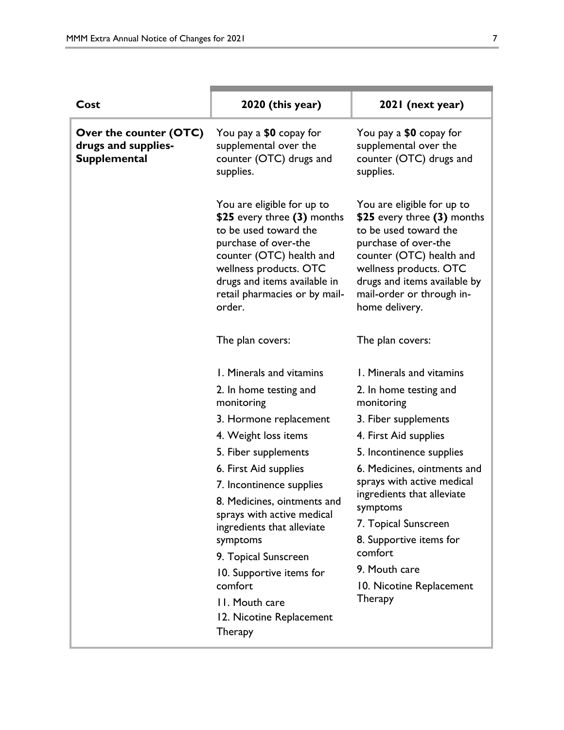| Cost | 2020 (this year) | 2021 (next year) |
|---|---|---|
| **Over the counter (OTC) drugs and supplies-Supplemental** | You pay a **$0** copay for supplemental over the counter (OTC) drugs and supplies.<br><br>You are eligible for up to **$25** every three **(3)** months to be used toward the purchase of over-the counter (OTC) health and wellness products. OTC drugs and items available in retail pharmacies or by mail-order.<br><br>The plan covers:<br><br>1. Minerals and vitamins<br>2. In home testing and monitoring<br>3. Hormone replacement<br>4. Weight loss items<br>5. Fiber supplements<br>6. First Aid supplies<br>7. Incontinence supplies<br>8. Medicines, ointments and sprays with active medical ingredients that alleviate symptoms<br>9. Topical Sunscreen<br>10. Supportive items for comfort<br>11. Mouth care<br>12. Nicotine Replacement Therapy | You pay a **$0** copay for supplemental over the counter (OTC) drugs and supplies.<br><br>You are eligible for up to **$25** every three **(3)** months to be used toward the purchase of over-the counter (OTC) health and wellness products. OTC drugs and items available by mail-order or through in-home delivery.<br><br>The plan covers:<br><br>1. Minerals and vitamins<br>2. In home testing and monitoring<br>3. Fiber supplements<br>4. First Aid supplies<br>5. Incontinence supplies<br>6. Medicines, ointments and sprays with active medical ingredients that alleviate symptoms<br>7. Topical Sunscreen<br>8. Supportive items for comfort<br>9. Mouth care<br>10. Nicotine Replacement Therapy |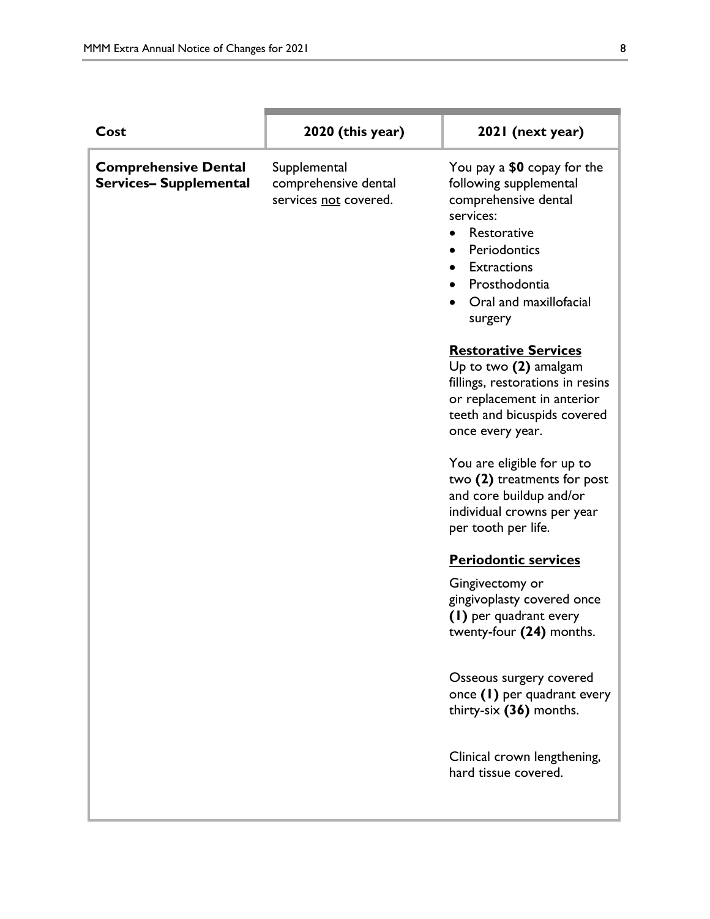| Cost | 2020 (this year) | 2021 (next year) |
|---|---|---|
| **Comprehensive Dental Services– Supplemental** | Supplemental comprehensive dental services not covered. | You pay a **$0** copay for the following supplemental comprehensive dental services:<br>• Restorative<br>• Periodontics<br>• Extractions<br>• Prosthodontia<br>• Oral and maxillofacial surgery<br><br>**Restorative Services**<br>Up to two **(2)** amalgam fillings, restorations in resins or replacement in anterior teeth and bicuspids covered once every year.<br><br>You are eligible for up to two **(2)** treatments for post and core buildup and/or individual crowns per year per tooth per life.<br><br>**Periodontic services**<br>Gingivectomy or gingivoplasty covered once **(1)** per quadrant every twenty-four **(24)** months.<br><br>Osseous surgery covered once **(1)** per quadrant every thirty-six **(36)** months.<br><br>Clinical crown lengthening, hard tissue covered. |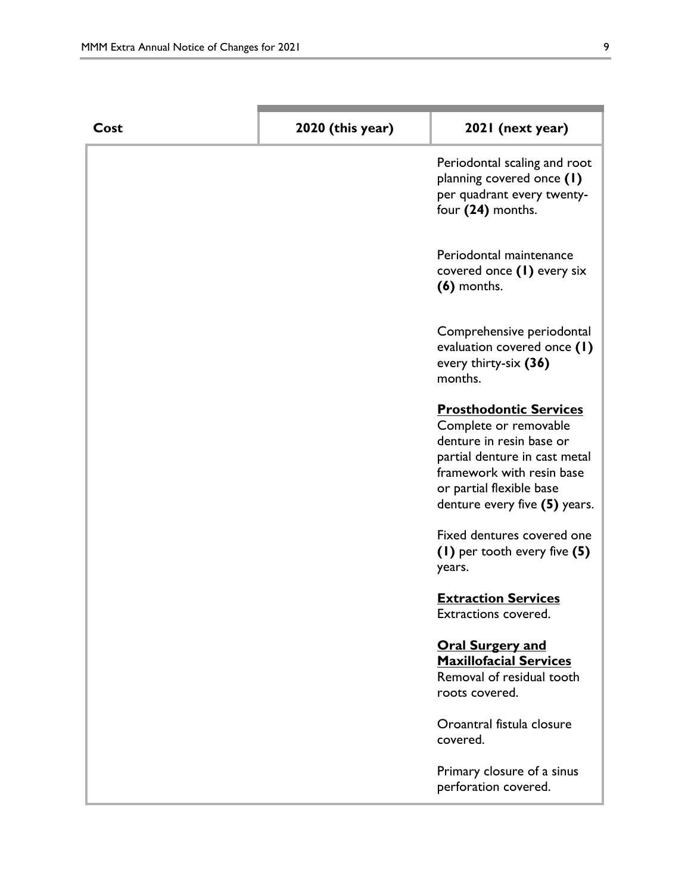| Cost | 2020 (this year) | 2021 (next year) |
| --- | --- | --- |
| | | Periodontal scaling and root planning covered once **(1)** per quadrant every twenty-four **(24)** months.<br><br>Periodontal maintenance covered once **(1)** every six **(6)** months.<br><br>Comprehensive periodontal evaluation covered once **(1)** every thirty-six **(36)** months.<br><br>**<u>Prosthodontic Services</u>**<br>Complete or removable denture in resin base or partial denture in cast metal framework with resin base or partial flexible base denture every five **(5)** years.<br><br>Fixed dentures covered one **(1)** per tooth every five **(5)** years.<br><br>**<u>Extraction Services</u>**<br>Extractions covered.<br><br>**<u>Oral Surgery and Maxillofacial Services</u>**<br>Removal of residual tooth roots covered.<br><br>Oroantral fistula closure covered.<br><br>Primary closure of a sinus perforation covered. |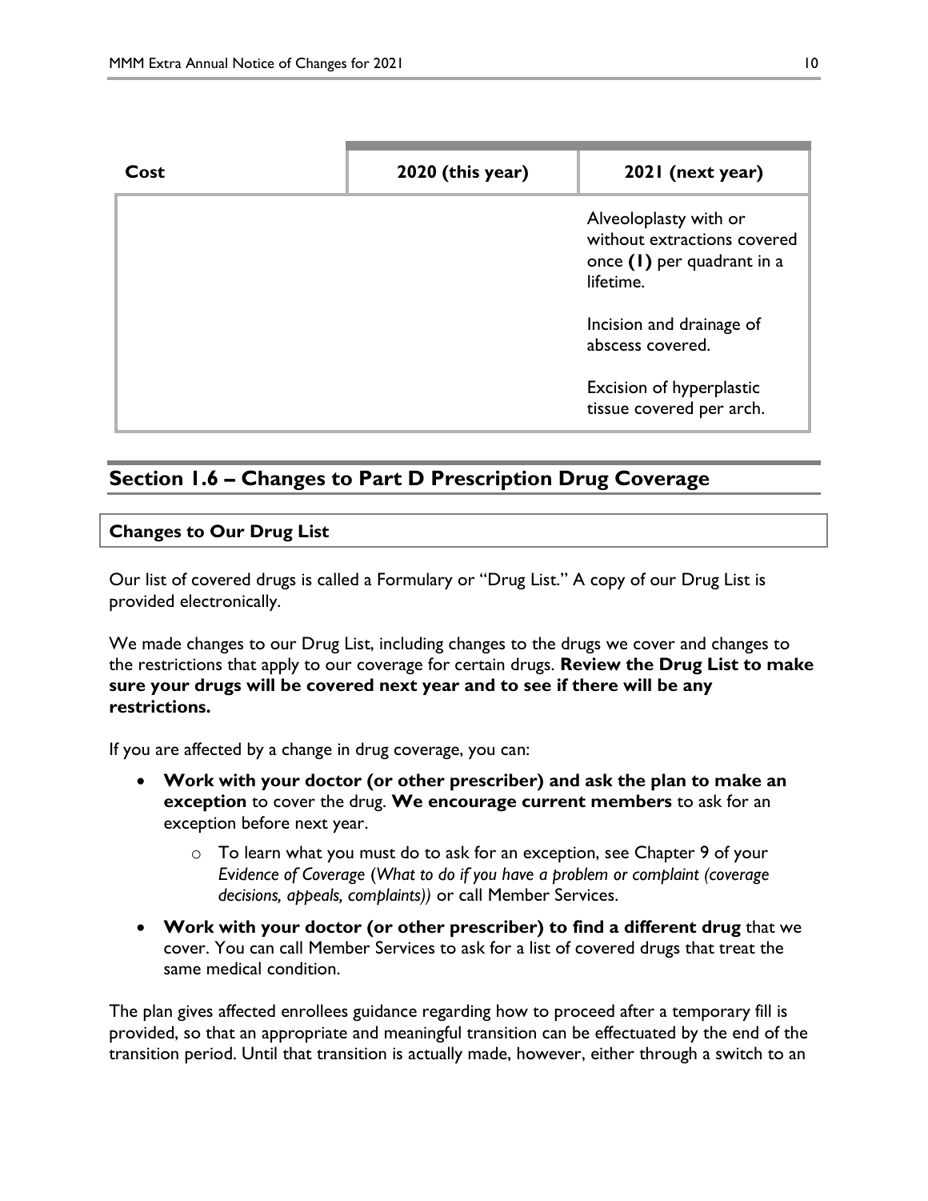| Cost | 2020 (this year) | 2021 (next year) |
|---|---|---|
| | | Alveoloplasty with or without extractions covered once **(1)** per quadrant in a lifetime.<br><br>Incision and drainage of abscess covered.<br><br>Excision of hyperplastic tissue covered per arch. |

## Section 1.6 – Changes to Part D Prescription Drug Coverage

### Changes to Our Drug List

Our list of covered drugs is called a Formulary or "Drug List." A copy of our Drug List is provided electronically.

We made changes to our Drug List, including changes to the drugs we cover and changes to the restrictions that apply to our coverage for certain drugs. **Review the Drug List to make sure your drugs will be covered next year and to see if there will be any restrictions.**

If you are affected by a change in drug coverage, you can:

- **Work with your doctor (or other prescriber) and ask the plan to make an exception** to cover the drug. **We encourage current members** to ask for an exception before next year.
  - To learn what you must do to ask for an exception, see Chapter 9 of your *Evidence of Coverage (What to do if you have a problem or complaint (coverage decisions, appeals, complaints))* or call Member Services.
- **Work with your doctor (or other prescriber) to find a different drug** that we cover. You can call Member Services to ask for a list of covered drugs that treat the same medical condition.

The plan gives affected enrollees guidance regarding how to proceed after a temporary fill is provided, so that an appropriate and meaningful transition can be effectuated by the end of the transition period. Until that transition is actually made, however, either through a switch to an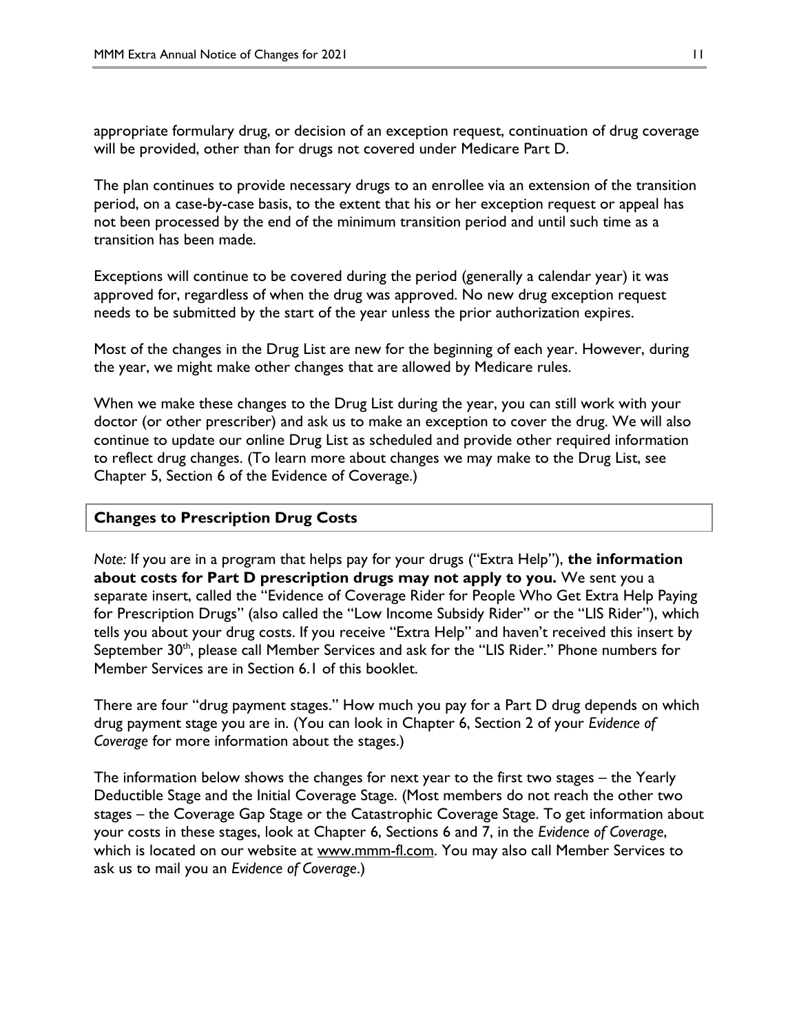appropriate formulary drug, or decision of an exception request, continuation of drug coverage will be provided, other than for drugs not covered under Medicare Part D.

The plan continues to provide necessary drugs to an enrollee via an extension of the transition period, on a case-by-case basis, to the extent that his or her exception request or appeal has not been processed by the end of the minimum transition period and until such time as a transition has been made.

Exceptions will continue to be covered during the period (generally a calendar year) it was approved for, regardless of when the drug was approved. No new drug exception request needs to be submitted by the start of the year unless the prior authorization expires.

Most of the changes in the Drug List are new for the beginning of each year. However, during the year, we might make other changes that are allowed by Medicare rules.

When we make these changes to the Drug List during the year, you can still work with your doctor (or other prescriber) and ask us to make an exception to cover the drug. We will also continue to update our online Drug List as scheduled and provide other required information to reflect drug changes. (To learn more about changes we may make to the Drug List, see Chapter 5, Section 6 of the Evidence of Coverage.)

| **Changes to Prescription Drug Costs** |
|---|

*Note:* If you are in a program that helps pay for your drugs ("Extra Help"), **the information about costs for Part D prescription drugs may not apply to you.** We sent you a separate insert, called the "Evidence of Coverage Rider for People Who Get Extra Help Paying for Prescription Drugs" (also called the "Low Income Subsidy Rider" or the "LIS Rider"), which tells you about your drug costs. If you receive "Extra Help" and haven't received this insert by September 30th, please call Member Services and ask for the "LIS Rider." Phone numbers for Member Services are in Section 6.1 of this booklet.

There are four "drug payment stages." How much you pay for a Part D drug depends on which drug payment stage you are in. (You can look in Chapter 6, Section 2 of your *Evidence of Coverage* for more information about the stages.)

The information below shows the changes for next year to the first two stages – the Yearly Deductible Stage and the Initial Coverage Stage. (Most members do not reach the other two stages – the Coverage Gap Stage or the Catastrophic Coverage Stage. To get information about your costs in these stages, look at Chapter 6, Sections 6 and 7, in the *Evidence of Coverage*, which is located on our website at www.mmm-fl.com. You may also call Member Services to ask us to mail you an *Evidence of Coverage*.)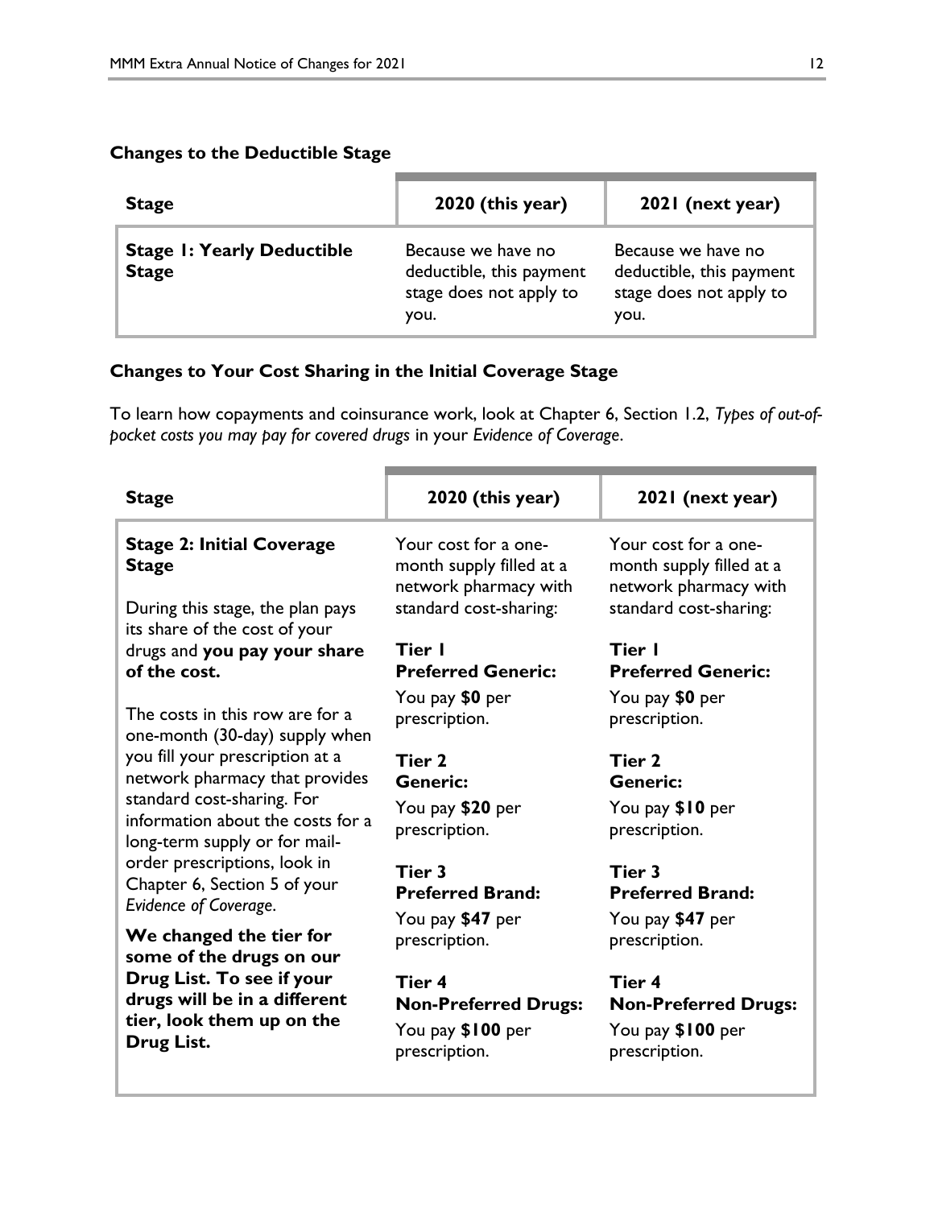### Changes to the Deductible Stage

| Stage | 2020 (this year) | 2021 (next year) |
|---|---|---|
| **Stage 1: Yearly Deductible Stage** | Because we have no deductible, this payment stage does not apply to you. | Because we have no deductible, this payment stage does not apply to you. |

### Changes to Your Cost Sharing in the Initial Coverage Stage

To learn how copayments and coinsurance work, look at Chapter 6, Section 1.2, *Types of out-of-pocket costs you may pay for covered drugs* in your *Evidence of Coverage*.

| Stage | 2020 (this year) | 2021 (next year) |
|---|---|---|
| **Stage 2: Initial Coverage Stage**<br><br>During this stage, the plan pays its share of the cost of your drugs and **you pay your share of the cost.**<br><br>The costs in this row are for a one-month (30-day) supply when you fill your prescription at a network pharmacy that provides standard cost-sharing. For information about the costs for a long-term supply or for mail-order prescriptions, look in Chapter 6, Section 5 of your *Evidence of Coverage*.<br><br>**We changed the tier for some of the drugs on our Drug List. To see if your drugs will be in a different tier, look them up on the Drug List.** | Your cost for a one-month supply filled at a network pharmacy with standard cost-sharing:<br><br>**Tier 1**<br>**Preferred Generic:**<br>You pay **$0** per prescription.<br><br>**Tier 2**<br>**Generic:**<br>You pay **$20** per prescription.<br><br>**Tier 3**<br>**Preferred Brand:**<br>You pay **$47** per prescription.<br><br>**Tier 4**<br>**Non-Preferred Drugs:**<br>You pay **$100** per prescription. | Your cost for a one-month supply filled at a network pharmacy with standard cost-sharing:<br><br>**Tier 1**<br>**Preferred Generic:**<br>You pay **$0** per prescription.<br><br>**Tier 2**<br>**Generic:**<br>You pay **$10** per prescription.<br><br>**Tier 3**<br>**Preferred Brand:**<br>You pay **$47** per prescription.<br><br>**Tier 4**<br>**Non-Preferred Drugs:**<br>You pay **$100** per prescription. |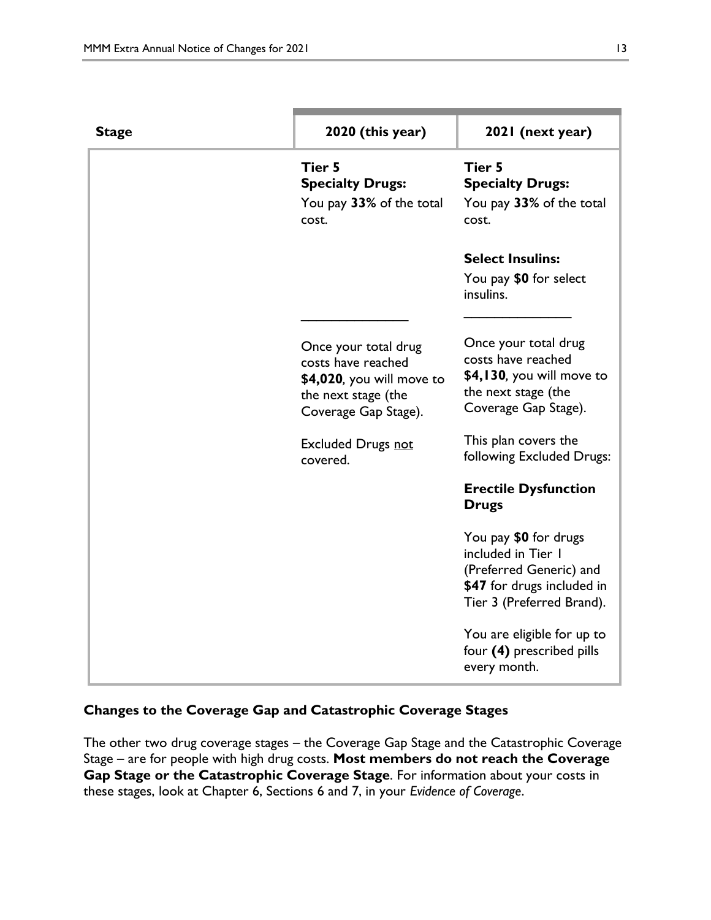| Stage | 2020 (this year) | 2021 (next year) |
|---|---|---|
| | **Tier 5**<br>**Specialty Drugs:**<br>You pay **33%** of the total cost. | **Tier 5**<br>**Specialty Drugs:**<br>You pay **33%** of the total cost. |
| | | **Select Insulins:**<br>You pay **$0** for select insulins. |
| | _______________ | _______________ |
| | Once your total drug costs have reached **$4,020**, you will move to the next stage (the Coverage Gap Stage). | Once your total drug costs have reached **$4,130**, you will move to the next stage (the Coverage Gap Stage). |
| | Excluded Drugs <u>not</u> covered. | This plan covers the following Excluded Drugs: |
| | | **Erectile Dysfunction Drugs** |
| | | You pay **$0** for drugs included in Tier 1 (Preferred Generic) and **$47** for drugs included in Tier 3 (Preferred Brand). |
| | | You are eligible for up to four **(4)** prescribed pills every month. |

### Changes to the Coverage Gap and Catastrophic Coverage Stages

The other two drug coverage stages – the Coverage Gap Stage and the Catastrophic Coverage Stage – are for people with high drug costs. **Most members do not reach the Coverage Gap Stage or the Catastrophic Coverage Stage**. For information about your costs in these stages, look at Chapter 6, Sections 6 and 7, in your *Evidence of Coverage*.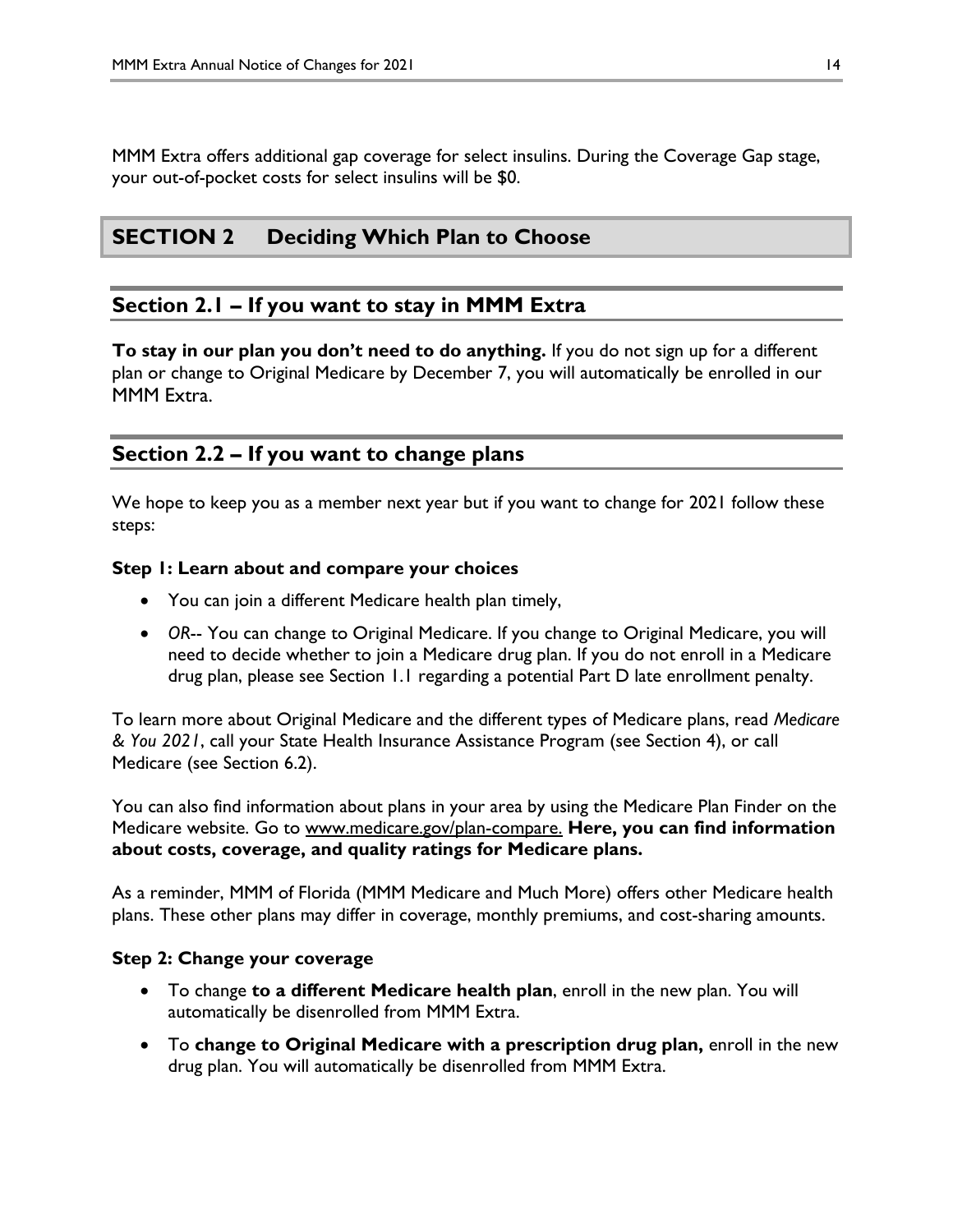MMM Extra offers additional gap coverage for select insulins. During the Coverage Gap stage, your out-of-pocket costs for select insulins will be $0.

# SECTION 2 Deciding Which Plan to Choose

## Section 2.1 – If you want to stay in MMM Extra

**To stay in our plan you don't need to do anything.** If you do not sign up for a different plan or change to Original Medicare by December 7, you will automatically be enrolled in our MMM Extra.

## Section 2.2 – If you want to change plans

We hope to keep you as a member next year but if you want to change for 2021 follow these steps:

**Step 1: Learn about and compare your choices**

- You can join a different Medicare health plan timely,
- *OR*-- You can change to Original Medicare. If you change to Original Medicare, you will need to decide whether to join a Medicare drug plan. If you do not enroll in a Medicare drug plan, please see Section 1.1 regarding a potential Part D late enrollment penalty.

To learn more about Original Medicare and the different types of Medicare plans, read *Medicare & You 2021*, call your State Health Insurance Assistance Program (see Section 4), or call Medicare (see Section 6.2).

You can also find information about plans in your area by using the Medicare Plan Finder on the Medicare website. Go to www.medicare.gov/plan-compare. **Here, you can find information about costs, coverage, and quality ratings for Medicare plans.**

As a reminder, MMM of Florida (MMM Medicare and Much More) offers other Medicare health plans. These other plans may differ in coverage, monthly premiums, and cost-sharing amounts.

**Step 2: Change your coverage**

- To change **to a different Medicare health plan**, enroll in the new plan. You will automatically be disenrolled from MMM Extra.
- To **change to Original Medicare with a prescription drug plan,** enroll in the new drug plan. You will automatically be disenrolled from MMM Extra.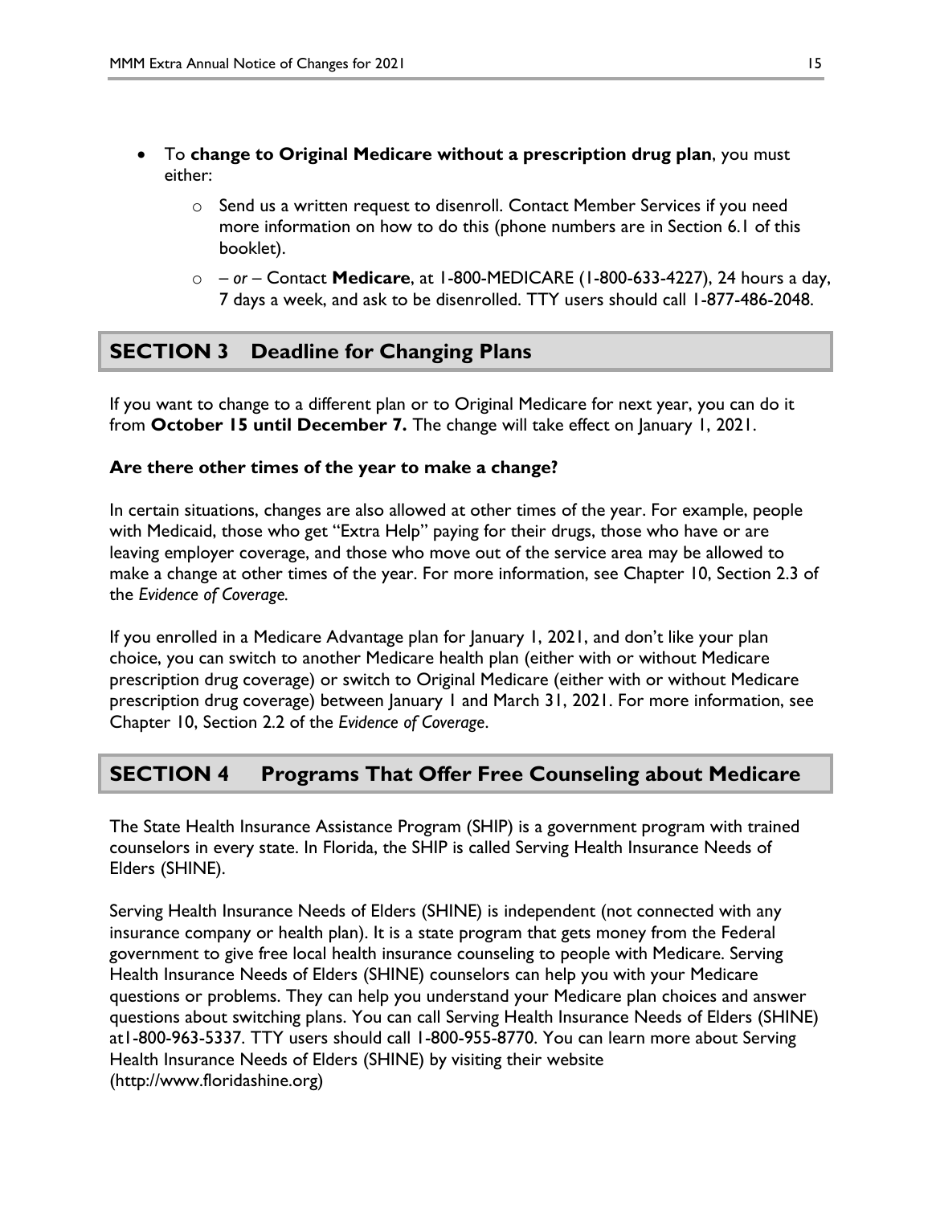- To **change to Original Medicare without a prescription drug plan**, you must either:
  - Send us a written request to disenroll. Contact Member Services if you need more information on how to do this (phone numbers are in Section 6.1 of this booklet).
  - – *or* – Contact **Medicare**, at 1-800-MEDICARE (1-800-633-4227), 24 hours a day, 7 days a week, and ask to be disenrolled. TTY users should call 1-877-486-2048.

## SECTION 3 Deadline for Changing Plans

If you want to change to a different plan or to Original Medicare for next year, you can do it from **October 15 until December 7.** The change will take effect on January 1, 2021.

**Are there other times of the year to make a change?**

In certain situations, changes are also allowed at other times of the year. For example, people with Medicaid, those who get "Extra Help" paying for their drugs, those who have or are leaving employer coverage, and those who move out of the service area may be allowed to make a change at other times of the year. For more information, see Chapter 10, Section 2.3 of the *Evidence of Coverage.*

If you enrolled in a Medicare Advantage plan for January 1, 2021, and don't like your plan choice, you can switch to another Medicare health plan (either with or without Medicare prescription drug coverage) or switch to Original Medicare (either with or without Medicare prescription drug coverage) between January 1 and March 31, 2021. For more information, see Chapter 10, Section 2.2 of the *Evidence of Coverage*.

## SECTION 4 Programs That Offer Free Counseling about Medicare

The State Health Insurance Assistance Program (SHIP) is a government program with trained counselors in every state. In Florida, the SHIP is called Serving Health Insurance Needs of Elders (SHINE).

Serving Health Insurance Needs of Elders (SHINE) is independent (not connected with any insurance company or health plan). It is a state program that gets money from the Federal government to give free local health insurance counseling to people with Medicare. Serving Health Insurance Needs of Elders (SHINE) counselors can help you with your Medicare questions or problems. They can help you understand your Medicare plan choices and answer questions about switching plans. You can call Serving Health Insurance Needs of Elders (SHINE) at1-800-963-5337. TTY users should call 1-800-955-8770. You can learn more about Serving Health Insurance Needs of Elders (SHINE) by visiting their website (http://www.floridashine.org)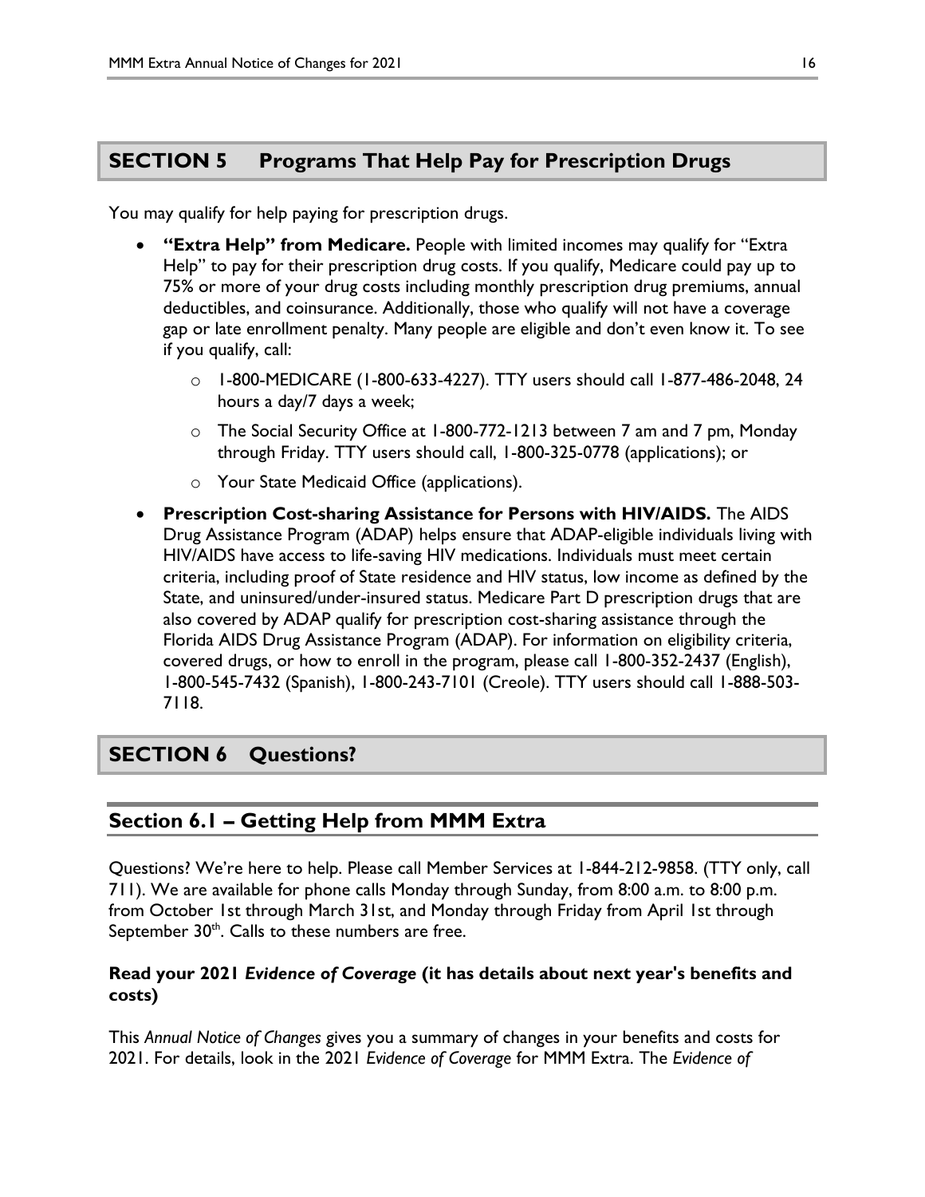## SECTION 5 Programs That Help Pay for Prescription Drugs

You may qualify for help paying for prescription drugs.

- **"Extra Help" from Medicare.** People with limited incomes may qualify for "Extra Help" to pay for their prescription drug costs. If you qualify, Medicare could pay up to 75% or more of your drug costs including monthly prescription drug premiums, annual deductibles, and coinsurance. Additionally, those who qualify will not have a coverage gap or late enrollment penalty. Many people are eligible and don't even know it. To see if you qualify, call:
  - 1-800-MEDICARE (1-800-633-4227). TTY users should call 1-877-486-2048, 24 hours a day/7 days a week;
  - The Social Security Office at 1-800-772-1213 between 7 am and 7 pm, Monday through Friday. TTY users should call, 1-800-325-0778 (applications); or
  - Your State Medicaid Office (applications).
- **Prescription Cost-sharing Assistance for Persons with HIV/AIDS.** The AIDS Drug Assistance Program (ADAP) helps ensure that ADAP-eligible individuals living with HIV/AIDS have access to life-saving HIV medications. Individuals must meet certain criteria, including proof of State residence and HIV status, low income as defined by the State, and uninsured/under-insured status. Medicare Part D prescription drugs that are also covered by ADAP qualify for prescription cost-sharing assistance through the Florida AIDS Drug Assistance Program (ADAP). For information on eligibility criteria, covered drugs, or how to enroll in the program, please call 1-800-352-2437 (English), 1-800-545-7432 (Spanish), 1-800-243-7101 (Creole). TTY users should call 1-888-503-7118.

## SECTION 6 Questions?

### Section 6.1 – Getting Help from MMM Extra

Questions? We're here to help. Please call Member Services at 1-844-212-9858. (TTY only, call 711). We are available for phone calls Monday through Sunday, from 8:00 a.m. to 8:00 p.m. from October 1st through March 31st, and Monday through Friday from April 1st through September 30th. Calls to these numbers are free.

**Read your 2021 *Evidence of Coverage* (it has details about next year's benefits and costs)**

This *Annual Notice of Changes* gives you a summary of changes in your benefits and costs for 2021. For details, look in the 2021 *Evidence of Coverage* for MMM Extra. The *Evidence of*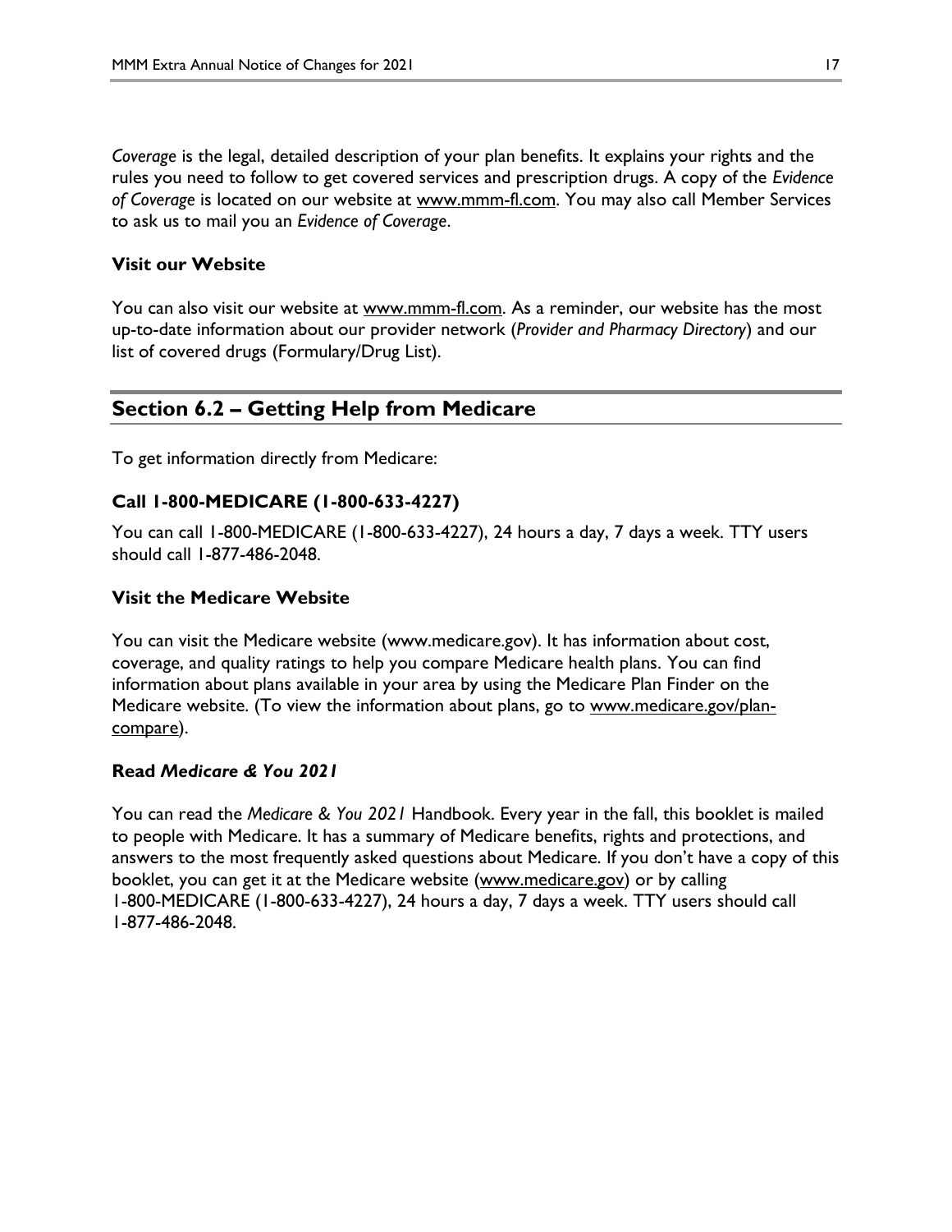*Coverage* is the legal, detailed description of your plan benefits. It explains your rights and the rules you need to follow to get covered services and prescription drugs. A copy of the *Evidence of Coverage* is located on our website at www.mmm-fl.com. You may also call Member Services to ask us to mail you an *Evidence of Coverage*.

### Visit our Website

You can also visit our website at www.mmm-fl.com. As a reminder, our website has the most up-to-date information about our provider network (*Provider and Pharmacy Directory*) and our list of covered drugs (Formulary/Drug List).

## Section 6.2 – Getting Help from Medicare

To get information directly from Medicare:

### Call 1-800-MEDICARE (1-800-633-4227)

You can call 1-800-MEDICARE (1-800-633-4227), 24 hours a day, 7 days a week. TTY users should call 1-877-486-2048.

### Visit the Medicare Website

You can visit the Medicare website (www.medicare.gov). It has information about cost, coverage, and quality ratings to help you compare Medicare health plans. You can find information about plans available in your area by using the Medicare Plan Finder on the Medicare website. (To view the information about plans, go to www.medicare.gov/plan-compare).

### Read *Medicare & You 2021*

You can read the *Medicare & You 2021* Handbook. Every year in the fall, this booklet is mailed to people with Medicare. It has a summary of Medicare benefits, rights and protections, and answers to the most frequently asked questions about Medicare. If you don't have a copy of this booklet, you can get it at the Medicare website (www.medicare.gov) or by calling 1-800-MEDICARE (1-800-633-4227), 24 hours a day, 7 days a week. TTY users should call 1-877-486-2048.